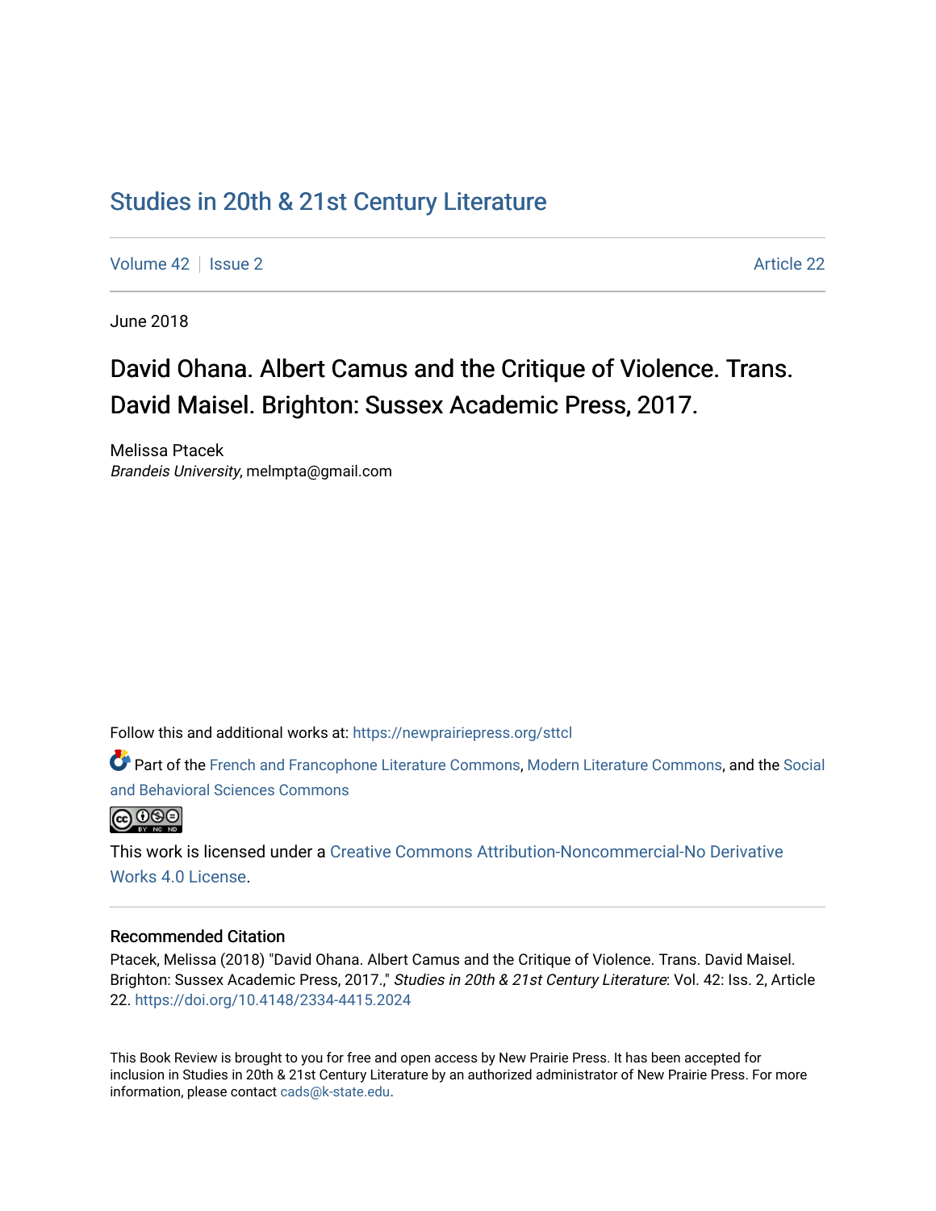Studies in 20th & 21st Century Literature

Volume 42 | Issue 2 Article 22

June 2018

# David Ohana. Albert Camus and the Critique of Violence. Trans. David Maisel. Brighton: Sussex Academic Press, 2017.

Melissa Ptacek
*Brandeis University*, melmpta@gmail.com

Follow this and additional works at: https://newprairiepress.org/sttcl

Part of the French and Francophone Literature Commons, Modern Literature Commons, and the Social and Behavioral Sciences Commons

This work is licensed under a Creative Commons Attribution-Noncommercial-No Derivative Works 4.0 License.

## Recommended Citation

Ptacek, Melissa (2018) "David Ohana. Albert Camus and the Critique of Violence. Trans. David Maisel. Brighton: Sussex Academic Press, 2017.," *Studies in 20th & 21st Century Literature*: Vol. 42: Iss. 2, Article 22. https://doi.org/10.4148/2334-4415.2024

This Book Review is brought to you for free and open access by New Prairie Press. It has been accepted for inclusion in Studies in 20th & 21st Century Literature by an authorized administrator of New Prairie Press. For more information, please contact cads@k-state.edu.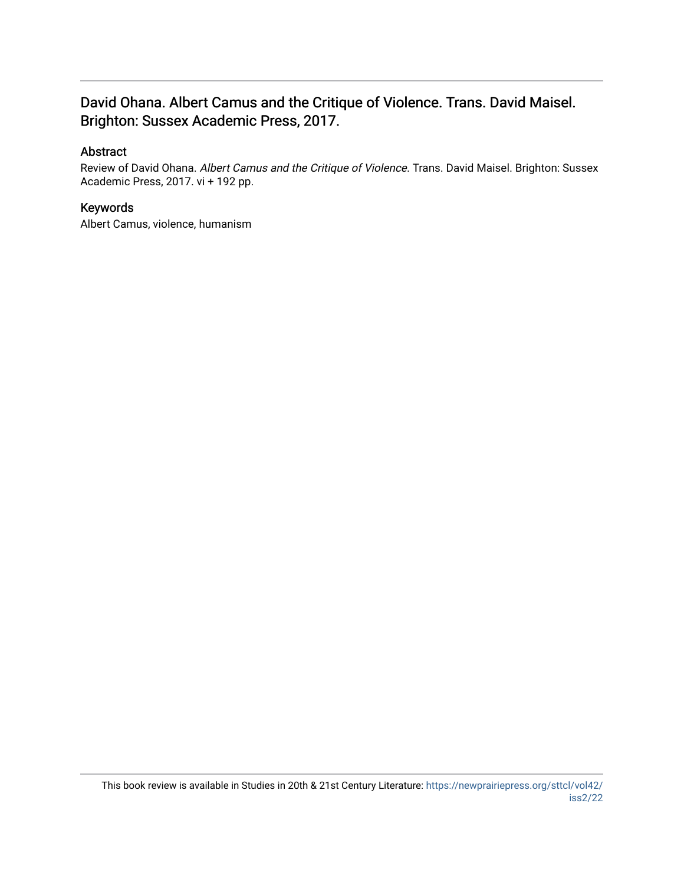## David Ohana. Albert Camus and the Critique of Violence. Trans. David Maisel. Brighton: Sussex Academic Press, 2017.

### Abstract

Review of David Ohana. *Albert Camus and the Critique of Violence*. Trans. David Maisel. Brighton: Sussex Academic Press, 2017. vi + 192 pp.

### Keywords

Albert Camus, violence, humanism

This book review is available in Studies in 20th & 21st Century Literature: https://newprairiepress.org/sttcl/vol42/iss2/22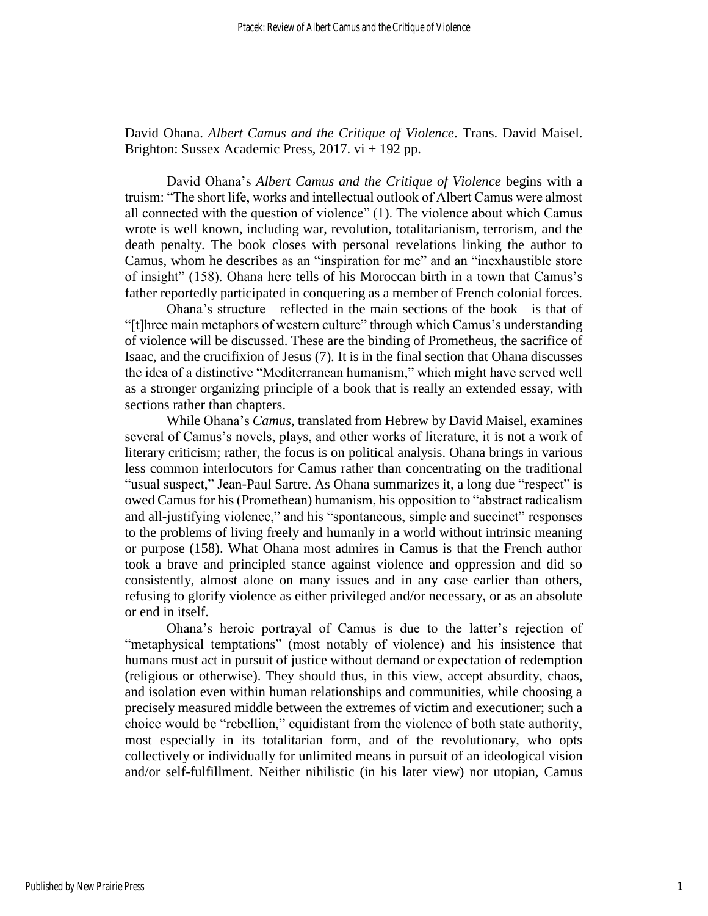David Ohana. *Albert Camus and the Critique of Violence*. Trans. David Maisel. Brighton: Sussex Academic Press, 2017. vi + 192 pp.

David Ohana's *Albert Camus and the Critique of Violence* begins with a truism: "The short life, works and intellectual outlook of Albert Camus were almost all connected with the question of violence" (1). The violence about which Camus wrote is well known, including war, revolution, totalitarianism, terrorism, and the death penalty. The book closes with personal revelations linking the author to Camus, whom he describes as an "inspiration for me" and an "inexhaustible store of insight" (158). Ohana here tells of his Moroccan birth in a town that Camus's father reportedly participated in conquering as a member of French colonial forces.

Ohana's structure—reflected in the main sections of the book—is that of "[t]hree main metaphors of western culture" through which Camus's understanding of violence will be discussed. These are the binding of Prometheus, the sacrifice of Isaac, and the crucifixion of Jesus (7). It is in the final section that Ohana discusses the idea of a distinctive "Mediterranean humanism," which might have served well as a stronger organizing principle of a book that is really an extended essay, with sections rather than chapters.

While Ohana's *Camus*, translated from Hebrew by David Maisel, examines several of Camus's novels, plays, and other works of literature, it is not a work of literary criticism; rather, the focus is on political analysis. Ohana brings in various less common interlocutors for Camus rather than concentrating on the traditional "usual suspect," Jean-Paul Sartre. As Ohana summarizes it, a long due "respect" is owed Camus for his (Promethean) humanism, his opposition to "abstract radicalism and all-justifying violence," and his "spontaneous, simple and succinct" responses to the problems of living freely and humanly in a world without intrinsic meaning or purpose (158). What Ohana most admires in Camus is that the French author took a brave and principled stance against violence and oppression and did so consistently, almost alone on many issues and in any case earlier than others, refusing to glorify violence as either privileged and/or necessary, or as an absolute or end in itself.

Ohana's heroic portrayal of Camus is due to the latter's rejection of "metaphysical temptations" (most notably of violence) and his insistence that humans must act in pursuit of justice without demand or expectation of redemption (religious or otherwise). They should thus, in this view, accept absurdity, chaos, and isolation even within human relationships and communities, while choosing a precisely measured middle between the extremes of victim and executioner; such a choice would be "rebellion," equidistant from the violence of both state authority, most especially in its totalitarian form, and of the revolutionary, who opts collectively or individually for unlimited means in pursuit of an ideological vision and/or self-fulfillment. Neither nihilistic (in his later view) nor utopian, Camus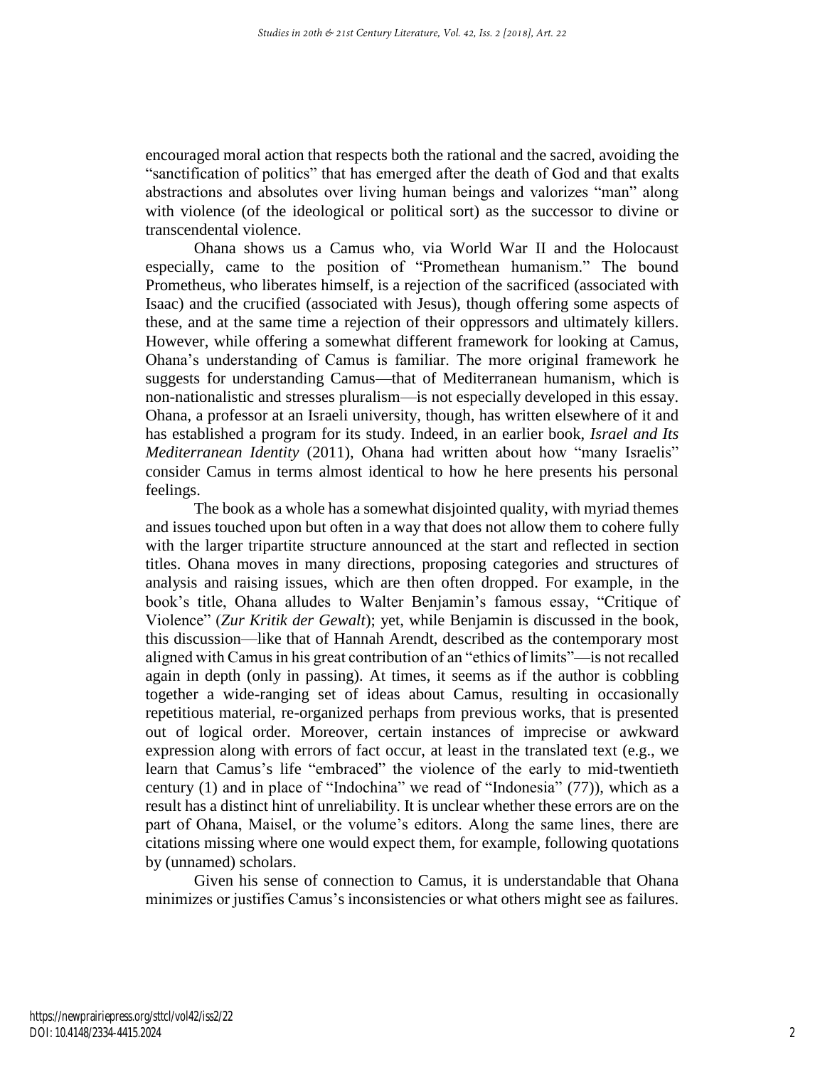encouraged moral action that respects both the rational and the sacred, avoiding the "sanctification of politics" that has emerged after the death of God and that exalts abstractions and absolutes over living human beings and valorizes "man" along with violence (of the ideological or political sort) as the successor to divine or transcendental violence.

Ohana shows us a Camus who, via World War II and the Holocaust especially, came to the position of "Promethean humanism." The bound Prometheus, who liberates himself, is a rejection of the sacrificed (associated with Isaac) and the crucified (associated with Jesus), though offering some aspects of these, and at the same time a rejection of their oppressors and ultimately killers. However, while offering a somewhat different framework for looking at Camus, Ohana's understanding of Camus is familiar. The more original framework he suggests for understanding Camus—that of Mediterranean humanism, which is non-nationalistic and stresses pluralism—is not especially developed in this essay. Ohana, a professor at an Israeli university, though, has written elsewhere of it and has established a program for its study. Indeed, in an earlier book, *Israel and Its Mediterranean Identity* (2011), Ohana had written about how "many Israelis" consider Camus in terms almost identical to how he here presents his personal feelings.

The book as a whole has a somewhat disjointed quality, with myriad themes and issues touched upon but often in a way that does not allow them to cohere fully with the larger tripartite structure announced at the start and reflected in section titles. Ohana moves in many directions, proposing categories and structures of analysis and raising issues, which are then often dropped. For example, in the book's title, Ohana alludes to Walter Benjamin's famous essay, "Critique of Violence" (*Zur Kritik der Gewalt*); yet, while Benjamin is discussed in the book, this discussion—like that of Hannah Arendt, described as the contemporary most aligned with Camus in his great contribution of an "ethics of limits"—is not recalled again in depth (only in passing). At times, it seems as if the author is cobbling together a wide-ranging set of ideas about Camus, resulting in occasionally repetitious material, re-organized perhaps from previous works, that is presented out of logical order. Moreover, certain instances of imprecise or awkward expression along with errors of fact occur, at least in the translated text (e.g., we learn that Camus's life "embraced" the violence of the early to mid-twentieth century (1) and in place of "Indochina" we read of "Indonesia" (77)), which as a result has a distinct hint of unreliability. It is unclear whether these errors are on the part of Ohana, Maisel, or the volume's editors. Along the same lines, there are citations missing where one would expect them, for example, following quotations by (unnamed) scholars.

Given his sense of connection to Camus, it is understandable that Ohana minimizes or justifies Camus's inconsistencies or what others might see as failures.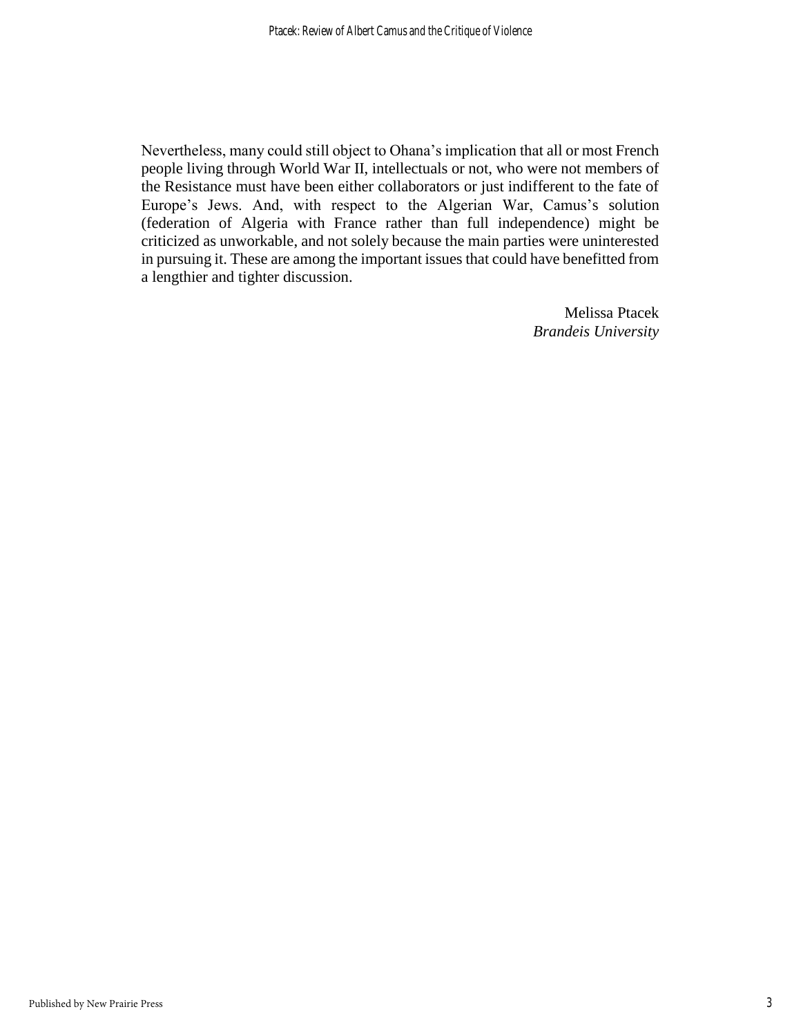Nevertheless, many could still object to Ohana's implication that all or most French people living through World War II, intellectuals or not, who were not members of the Resistance must have been either collaborators or just indifferent to the fate of Europe's Jews. And, with respect to the Algerian War, Camus's solution (federation of Algeria with France rather than full independence) might be criticized as unworkable, and not solely because the main parties were uninterested in pursuing it. These are among the important issues that could have benefitted from a lengthier and tighter discussion.

Melissa Ptacek
*Brandeis University*